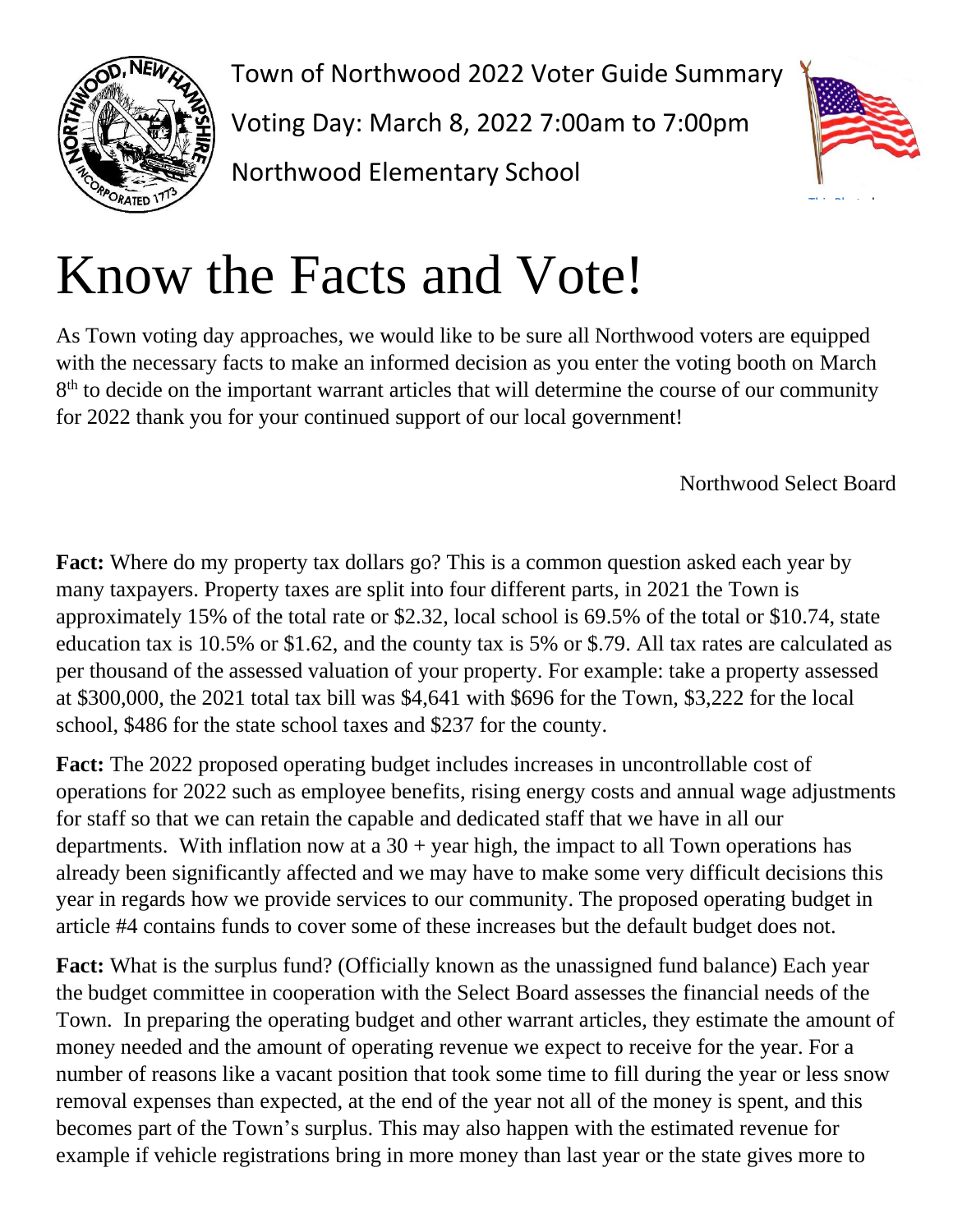Town of Northwood 2022 Voter Guide Summary

Voting Day: March 8, 2022 7:00am to 7:00pm

Northwood Elementary School

# Know the Facts and Vote!

As Town voting day approaches, we would like to be sure all Northwood voters are equipped with the necessary facts to make an informed decision as you enter the voting booth on March 8th to decide on the important warrant articles that will determine the course of our community for 2022 thank you for your continued support of our local government!

Northwood Select Board

**Fact:** Where do my property tax dollars go? This is a common question asked each year by many taxpayers. Property taxes are split into four different parts, in 2021 the Town is approximately 15% of the total rate or $2.32, local school is 69.5% of the total or $10.74, state education tax is 10.5% or $1.62, and the county tax is 5% or $.79. All tax rates are calculated as per thousand of the assessed valuation of your property. For example: take a property assessed at $300,000, the 2021 total tax bill was $4,641 with $696 for the Town, $3,222 for the local school, $486 for the state school taxes and $237 for the county.

**Fact:** The 2022 proposed operating budget includes increases in uncontrollable cost of operations for 2022 such as employee benefits, rising energy costs and annual wage adjustments for staff so that we can retain the capable and dedicated staff that we have in all our departments. With inflation now at a 30 + year high, the impact to all Town operations has already been significantly affected and we may have to make some very difficult decisions this year in regards how we provide services to our community. The proposed operating budget in article #4 contains funds to cover some of these increases but the default budget does not.

**Fact:** What is the surplus fund? (Officially known as the unassigned fund balance) Each year the budget committee in cooperation with the Select Board assesses the financial needs of the Town. In preparing the operating budget and other warrant articles, they estimate the amount of money needed and the amount of operating revenue we expect to receive for the year. For a number of reasons like a vacant position that took some time to fill during the year or less snow removal expenses than expected, at the end of the year not all of the money is spent, and this becomes part of the Town's surplus. This may also happen with the estimated revenue for example if vehicle registrations bring in more money than last year or the state gives more to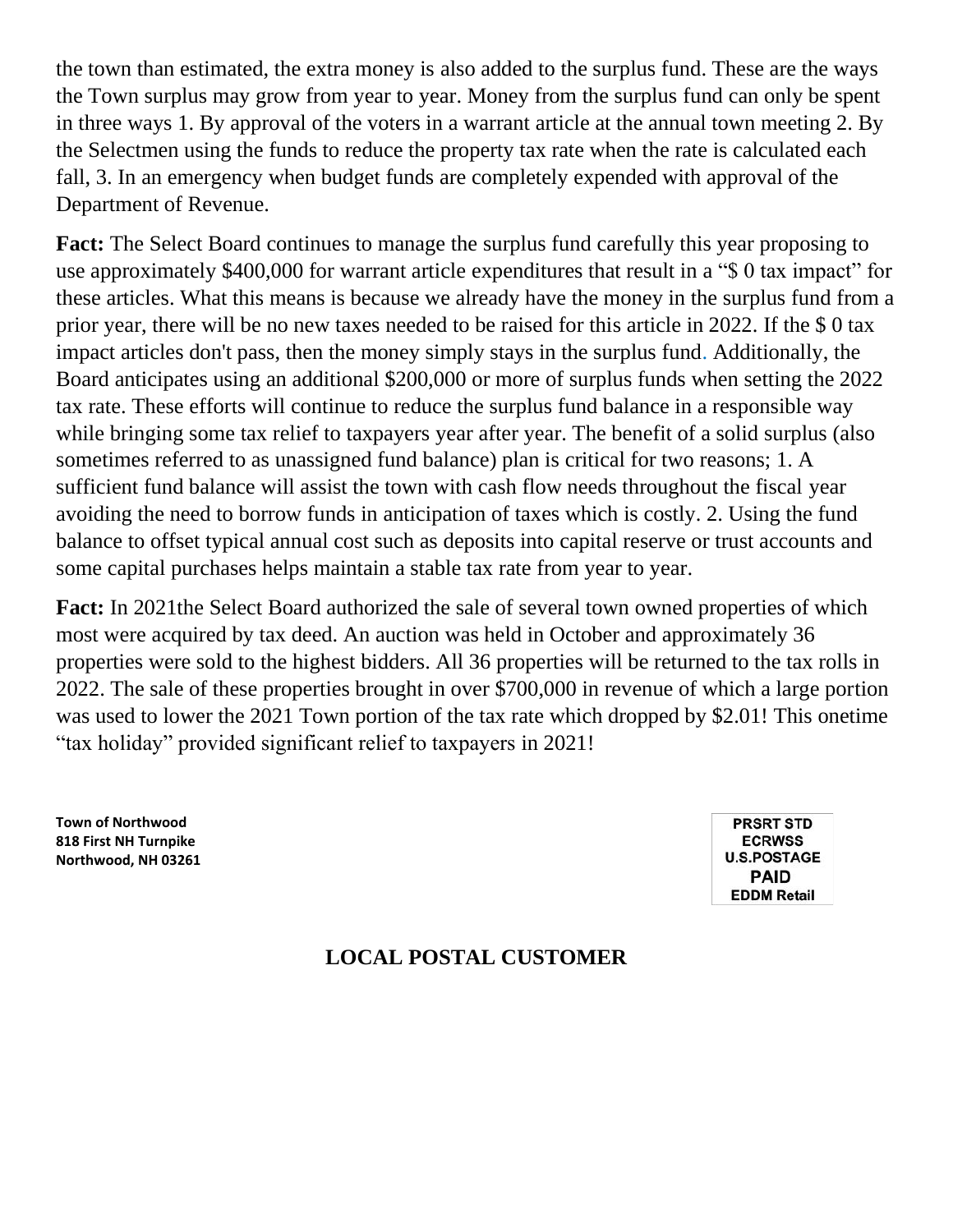the town than estimated, the extra money is also added to the surplus fund. These are the ways the Town surplus may grow from year to year. Money from the surplus fund can only be spent in three ways 1. By approval of the voters in a warrant article at the annual town meeting 2. By the Selectmen using the funds to reduce the property tax rate when the rate is calculated each fall, 3. In an emergency when budget funds are completely expended with approval of the Department of Revenue.

**Fact:** The Select Board continues to manage the surplus fund carefully this year proposing to use approximately $400,000 for warrant article expenditures that result in a "$ 0 tax impact" for these articles. What this means is because we already have the money in the surplus fund from a prior year, there will be no new taxes needed to be raised for this article in 2022. If the $ 0 tax impact articles don't pass, then the money simply stays in the surplus fund. Additionally, the Board anticipates using an additional $200,000 or more of surplus funds when setting the 2022 tax rate. These efforts will continue to reduce the surplus fund balance in a responsible way while bringing some tax relief to taxpayers year after year. The benefit of a solid surplus (also sometimes referred to as unassigned fund balance) plan is critical for two reasons; 1. A sufficient fund balance will assist the town with cash flow needs throughout the fiscal year avoiding the need to borrow funds in anticipation of taxes which is costly. 2. Using the fund balance to offset typical annual cost such as deposits into capital reserve or trust accounts and some capital purchases helps maintain a stable tax rate from year to year.

**Fact:** In 2021the Select Board authorized the sale of several town owned properties of which most were acquired by tax deed. An auction was held in October and approximately 36 properties were sold to the highest bidders. All 36 properties will be returned to the tax rolls in 2022. The sale of these properties brought in over $700,000 in revenue of which a large portion was used to lower the 2021 Town portion of the tax rate which dropped by $2.01! This onetime "tax holiday" provided significant relief to taxpayers in 2021!

**Town of Northwood**
**818 First NH Turnpike**
**Northwood, NH 03261**

**PRSRT STD**
**ECRWSS**
**U.S.POSTAGE**
**PAID**
**EDDM Retail**

**LOCAL POSTAL CUSTOMER**